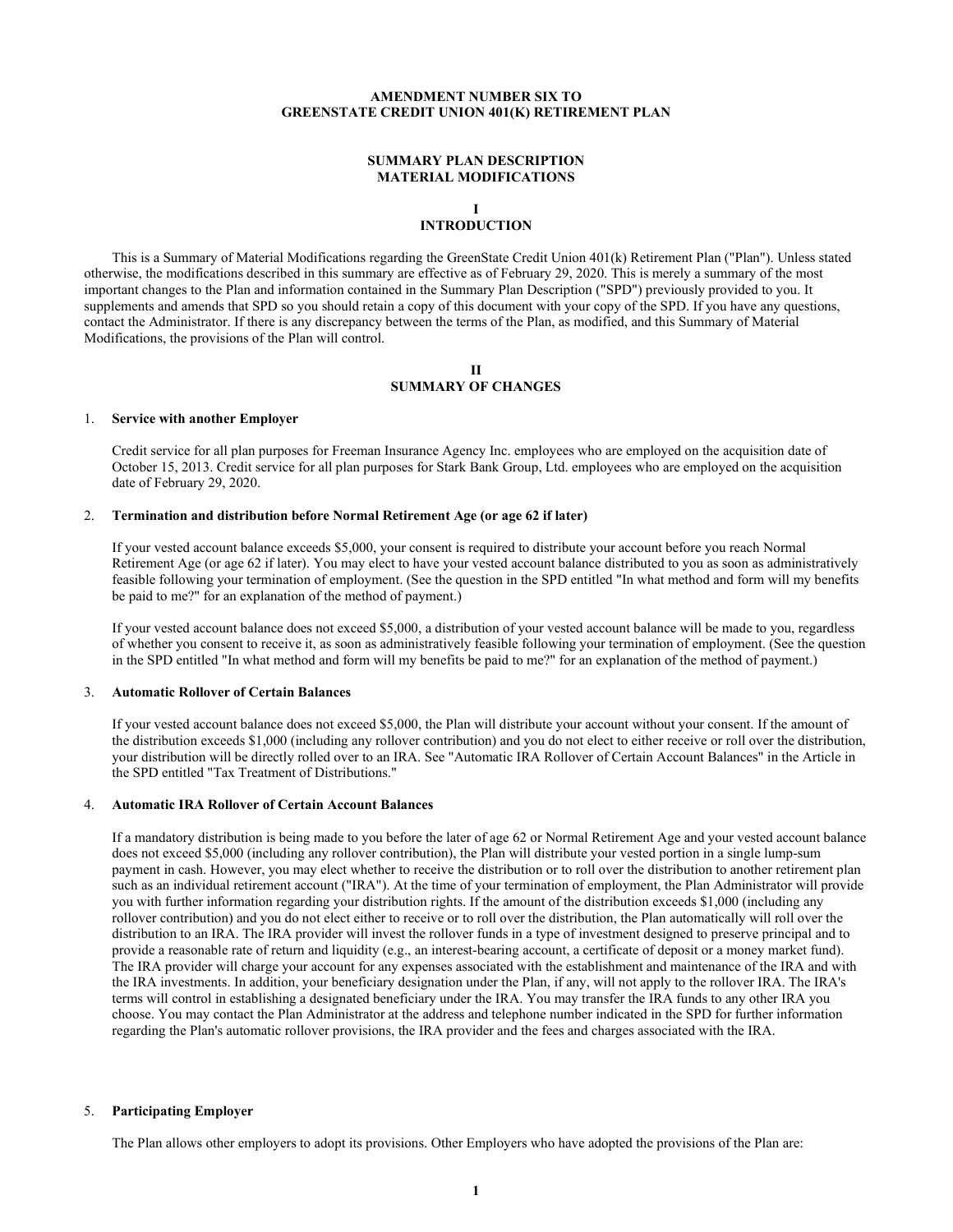# AMENDMENT NUMBER SIX TO GREENSTATE CREDIT UNION 401(K) RETIREMENT PLAN

## SUMMARY PLAN DESCRIPTION MATERIAL MODIFICATIONS

## I INTRODUCTION

This is a Summary of Material Modifications regarding the GreenState Credit Union 401(k) Retirement Plan ("Plan"). Unless stated otherwise, the modifications described in this summary are effective as of February 29, 2020. This is merely a summary of the most important changes to the Plan and information contained in the Summary Plan Description ("SPD") previously provided to you. It supplements and amends that SPD so you should retain a copy of this document with your copy of the SPD. If you have any questions, contact the Administrator. If there is any discrepancy between the terms of the Plan, as modified, and this Summary of Material Modifications, the provisions of the Plan will control.

## II SUMMARY OF CHANGES

1. **Service with another Employer**

   Credit service for all plan purposes for Freeman Insurance Agency Inc. employees who are employed on the acquisition date of October 15, 2013. Credit service for all plan purposes for Stark Bank Group, Ltd. employees who are employed on the acquisition date of February 29, 2020.

2. **Termination and distribution before Normal Retirement Age (or age 62 if later)**

   If your vested account balance exceeds $5,000, your consent is required to distribute your account before you reach Normal Retirement Age (or age 62 if later). You may elect to have your vested account balance distributed to you as soon as administratively feasible following your termination of employment. (See the question in the SPD entitled "In what method and form will my benefits be paid to me?" for an explanation of the method of payment.)

   If your vested account balance does not exceed $5,000, a distribution of your vested account balance will be made to you, regardless of whether you consent to receive it, as soon as administratively feasible following your termination of employment. (See the question in the SPD entitled "In what method and form will my benefits be paid to me?" for an explanation of the method of payment.)

3. **Automatic Rollover of Certain Balances**

   If your vested account balance does not exceed $5,000, the Plan will distribute your account without your consent. If the amount of the distribution exceeds $1,000 (including any rollover contribution) and you do not elect to either receive or roll over the distribution, your distribution will be directly rolled over to an IRA. See "Automatic IRA Rollover of Certain Account Balances" in the Article in the SPD entitled "Tax Treatment of Distributions."

4. **Automatic IRA Rollover of Certain Account Balances**

   If a mandatory distribution is being made to you before the later of age 62 or Normal Retirement Age and your vested account balance does not exceed $5,000 (including any rollover contribution), the Plan will distribute your vested portion in a single lump-sum payment in cash. However, you may elect whether to receive the distribution or to roll over the distribution to another retirement plan such as an individual retirement account ("IRA"). At the time of your termination of employment, the Plan Administrator will provide you with further information regarding your distribution rights. If the amount of the distribution exceeds $1,000 (including any rollover contribution) and you do not elect either to receive or to roll over the distribution, the Plan automatically will roll over the distribution to an IRA. The IRA provider will invest the rollover funds in a type of investment designed to preserve principal and to provide a reasonable rate of return and liquidity (e.g., an interest-bearing account, a certificate of deposit or a money market fund). The IRA provider will charge your account for any expenses associated with the establishment and maintenance of the IRA and with the IRA investments. In addition, your beneficiary designation under the Plan, if any, will not apply to the rollover IRA. The IRA's terms will control in establishing a designated beneficiary under the IRA. You may transfer the IRA funds to any other IRA you choose. You may contact the Plan Administrator at the address and telephone number indicated in the SPD for further information regarding the Plan's automatic rollover provisions, the IRA provider and the fees and charges associated with the IRA.

5. **Participating Employer**

   The Plan allows other employers to adopt its provisions. Other Employers who have adopted the provisions of the Plan are: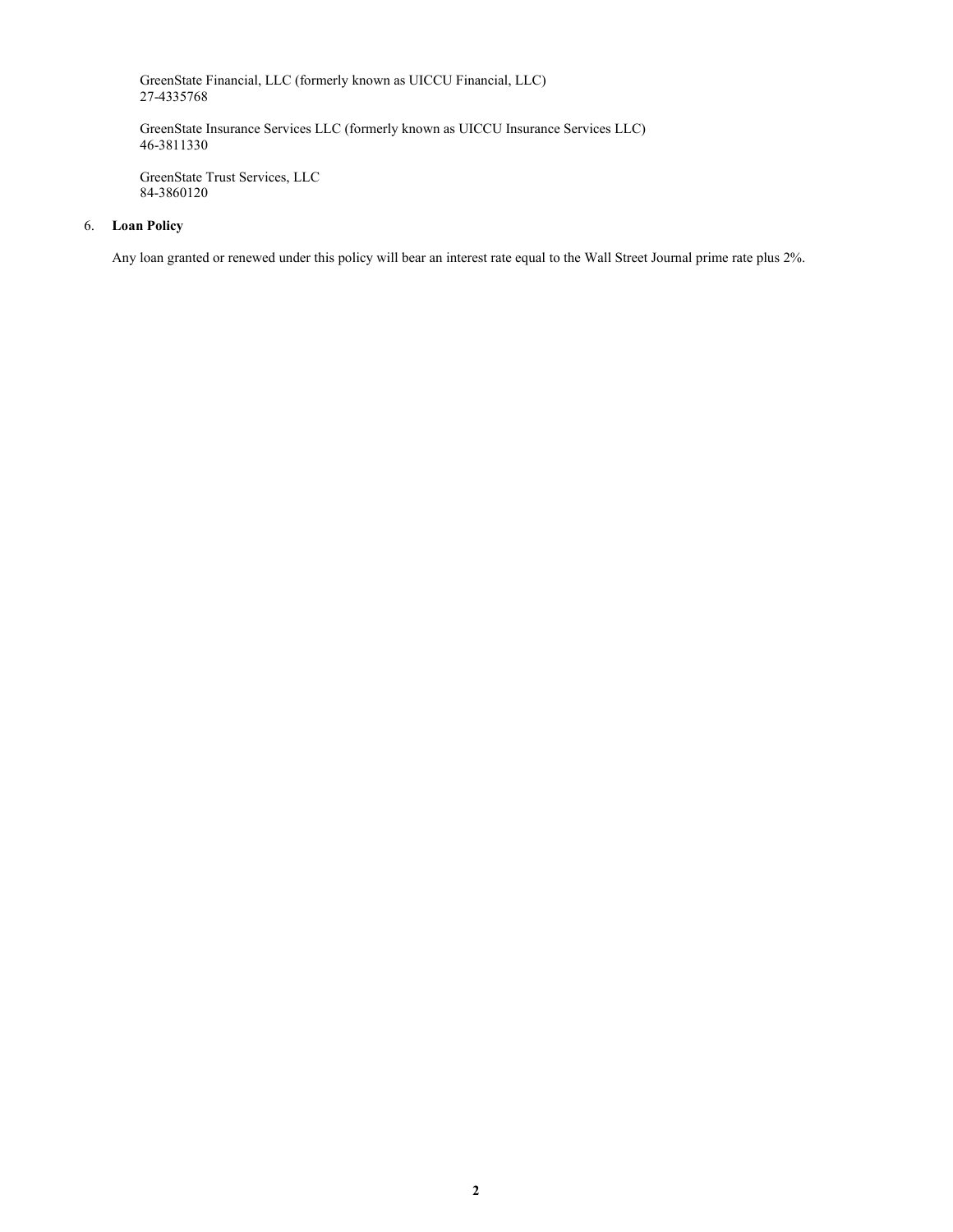GreenState Financial, LLC (formerly known as UICCU Financial, LLC)
27-4335768

GreenState Insurance Services LLC (formerly known as UICCU Insurance Services LLC)
46-3811330

GreenState Trust Services, LLC
84-3860120

6. **Loan Policy**

Any loan granted or renewed under this policy will bear an interest rate equal to the Wall Street Journal prime rate plus 2%.